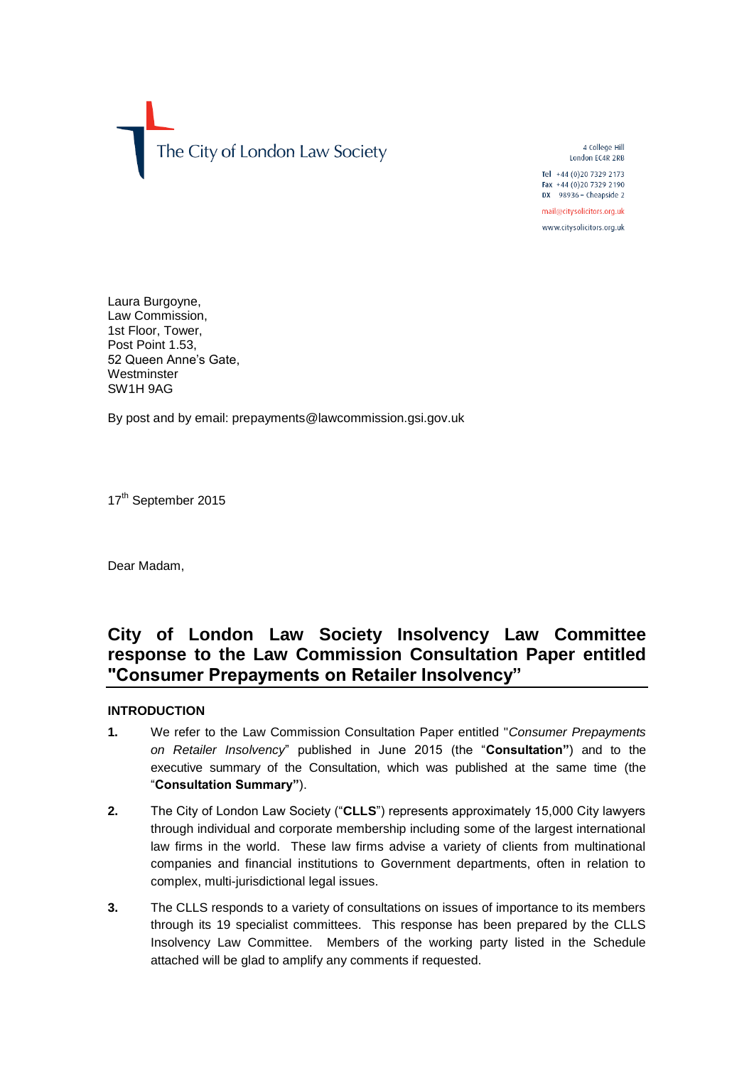The City of London Law Society

4 College Hill
London EC4R 2RB

Tel +44 (0)20 7329 2173
Fax +44 (0)20 7329 2190
DX 98936 – Cheapside 2

mail@citysolicitors.org.uk

www.citysolicitors.org.uk

Laura Burgoyne,
Law Commission,
1st Floor, Tower,
Post Point 1.53,
52 Queen Anne's Gate,
Westminster
SW1H 9AG

By post and by email: prepayments@lawcommission.gsi.gov.uk

17th September 2015

Dear Madam,

# City of London Law Society Insolvency Law Committee response to the Law Commission Consultation Paper entitled "Consumer Prepayments on Retailer Insolvency"

## INTRODUCTION

**1.** We refer to the Law Commission Consultation Paper entitled "*Consumer Prepayments on Retailer Insolvency*" published in June 2015 (the "**Consultation"**) and to the executive summary of the Consultation, which was published at the same time (the "**Consultation Summary"**).

**2.** The City of London Law Society ("**CLLS**") represents approximately 15,000 City lawyers through individual and corporate membership including some of the largest international law firms in the world. These law firms advise a variety of clients from multinational companies and financial institutions to Government departments, often in relation to complex, multi-jurisdictional legal issues.

**3.** The CLLS responds to a variety of consultations on issues of importance to its members through its 19 specialist committees. This response has been prepared by the CLLS Insolvency Law Committee. Members of the working party listed in the Schedule attached will be glad to amplify any comments if requested.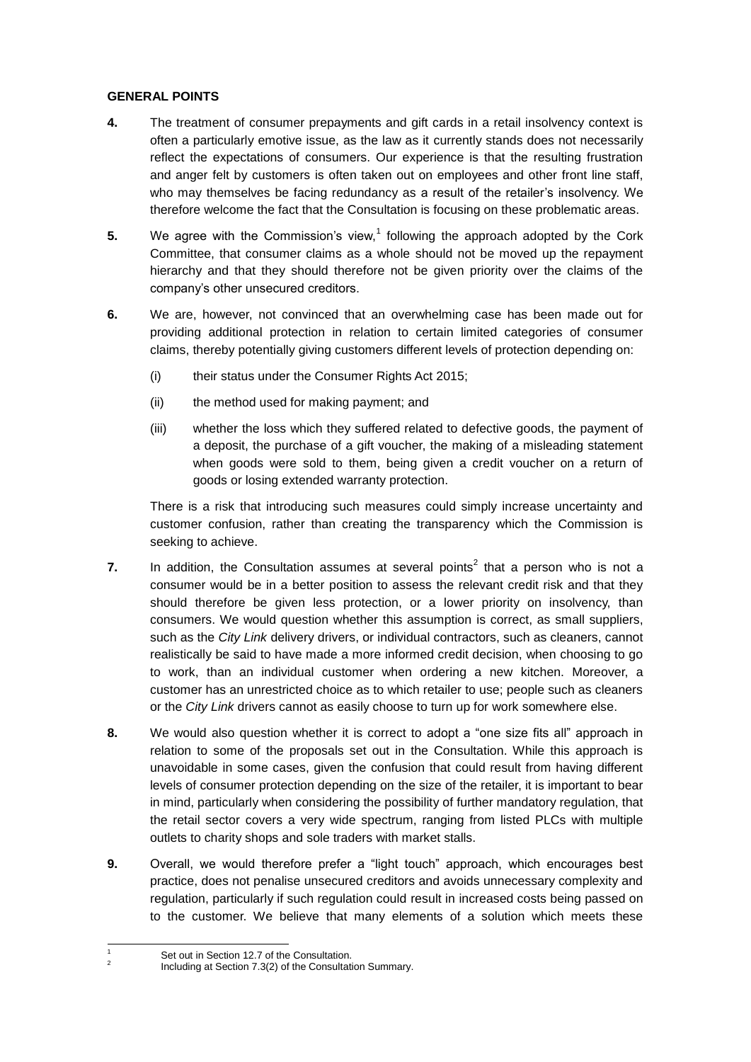**GENERAL POINTS**

**4.** The treatment of consumer prepayments and gift cards in a retail insolvency context is often a particularly emotive issue, as the law as it currently stands does not necessarily reflect the expectations of consumers. Our experience is that the resulting frustration and anger felt by customers is often taken out on employees and other front line staff, who may themselves be facing redundancy as a result of the retailer's insolvency. We therefore welcome the fact that the Consultation is focusing on these problematic areas.

**5.** We agree with the Commission's view,[1] following the approach adopted by the Cork Committee, that consumer claims as a whole should not be moved up the repayment hierarchy and that they should therefore not be given priority over the claims of the company's other unsecured creditors.

**6.** We are, however, not convinced that an overwhelming case has been made out for providing additional protection in relation to certain limited categories of consumer claims, thereby potentially giving customers different levels of protection depending on:

(i) their status under the Consumer Rights Act 2015;

(ii) the method used for making payment; and

(iii) whether the loss which they suffered related to defective goods, the payment of a deposit, the purchase of a gift voucher, the making of a misleading statement when goods were sold to them, being given a credit voucher on a return of goods or losing extended warranty protection.

There is a risk that introducing such measures could simply increase uncertainty and customer confusion, rather than creating the transparency which the Commission is seeking to achieve.

**7.** In addition, the Consultation assumes at several points[2] that a person who is not a consumer would be in a better position to assess the relevant credit risk and that they should therefore be given less protection, or a lower priority on insolvency, than consumers. We would question whether this assumption is correct, as small suppliers, such as the *City Link* delivery drivers, or individual contractors, such as cleaners, cannot realistically be said to have made a more informed credit decision, when choosing to go to work, than an individual customer when ordering a new kitchen. Moreover, a customer has an unrestricted choice as to which retailer to use; people such as cleaners or the *City Link* drivers cannot as easily choose to turn up for work somewhere else.

**8.** We would also question whether it is correct to adopt a "one size fits all" approach in relation to some of the proposals set out in the Consultation. While this approach is unavoidable in some cases, given the confusion that could result from having different levels of consumer protection depending on the size of the retailer, it is important to bear in mind, particularly when considering the possibility of further mandatory regulation, that the retail sector covers a very wide spectrum, ranging from listed PLCs with multiple outlets to charity shops and sole traders with market stalls.

**9.** Overall, we would therefore prefer a "light touch" approach, which encourages best practice, does not penalise unsecured creditors and avoids unnecessary complexity and regulation, particularly if such regulation could result in increased costs being passed on to the customer. We believe that many elements of a solution which meets these

---

[1] Set out in Section 12.7 of the Consultation.

[2] Including at Section 7.3(2) of the Consultation Summary.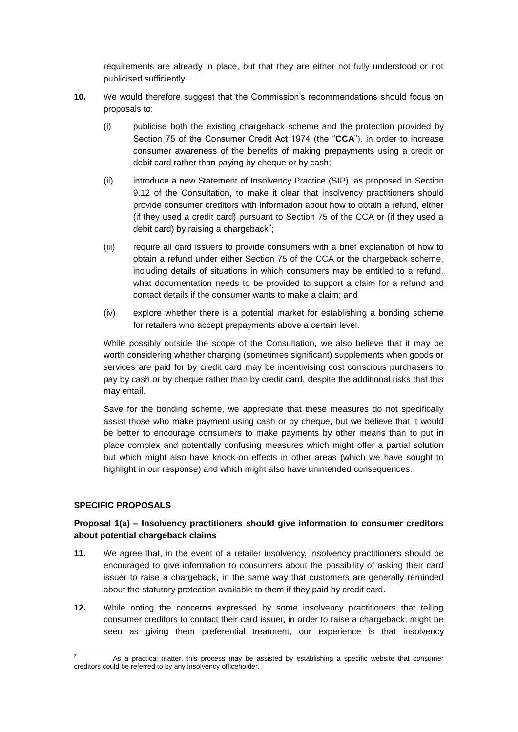requirements are already in place, but that they are either not fully understood or not publicised sufficiently.

**10.** We would therefore suggest that the Commission's recommendations should focus on proposals to:

(i) publicise both the existing chargeback scheme and the protection provided by Section 75 of the Consumer Credit Act 1974 (the "**CCA**"), in order to increase consumer awareness of the benefits of making prepayments using a credit or debit card rather than paying by cheque or by cash;

(ii) introduce a new Statement of Insolvency Practice (SIP), as proposed in Section 9.12 of the Consultation, to make it clear that insolvency practitioners should provide consumer creditors with information about how to obtain a refund, either (if they used a credit card) pursuant to Section 75 of the CCA or (if they used a debit card) by raising a chargeback[3];

(iii) require all card issuers to provide consumers with a brief explanation of how to obtain a refund under either Section 75 of the CCA or the chargeback scheme, including details of situations in which consumers may be entitled to a refund, what documentation needs to be provided to support a claim for a refund and contact details if the consumer wants to make a claim; and

(iv) explore whether there is a potential market for establishing a bonding scheme for retailers who accept prepayments above a certain level.

While possibly outside the scope of the Consultation, we also believe that it may be worth considering whether charging (sometimes significant) supplements when goods or services are paid for by credit card may be incentivising cost conscious purchasers to pay by cash or by cheque rather than by credit card, despite the additional risks that this may entail.

Save for the bonding scheme, we appreciate that these measures do not specifically assist those who make payment using cash or by cheque, but we believe that it would be better to encourage consumers to make payments by other means than to put in place complex and potentially confusing measures which might offer a partial solution but which might also have knock-on effects in other areas (which we have sought to highlight in our response) and which might also have unintended consequences.

## SPECIFIC PROPOSALS

### Proposal 1(a) – Insolvency practitioners should give information to consumer creditors about potential chargeback claims

**11.** We agree that, in the event of a retailer insolvency, insolvency practitioners should be encouraged to give information to consumers about the possibility of asking their card issuer to raise a chargeback, in the same way that customers are generally reminded about the statutory protection available to them if they paid by credit card.

**12.** While noting the concerns expressed by some insolvency practitioners that telling consumer creditors to contact their card issuer, in order to raise a chargeback, might be seen as giving them preferential treatment, our experience is that insolvency

---

[3] As a practical matter, this process may be assisted by establishing a specific website that consumer creditors could be referred to by any insolvency officeholder.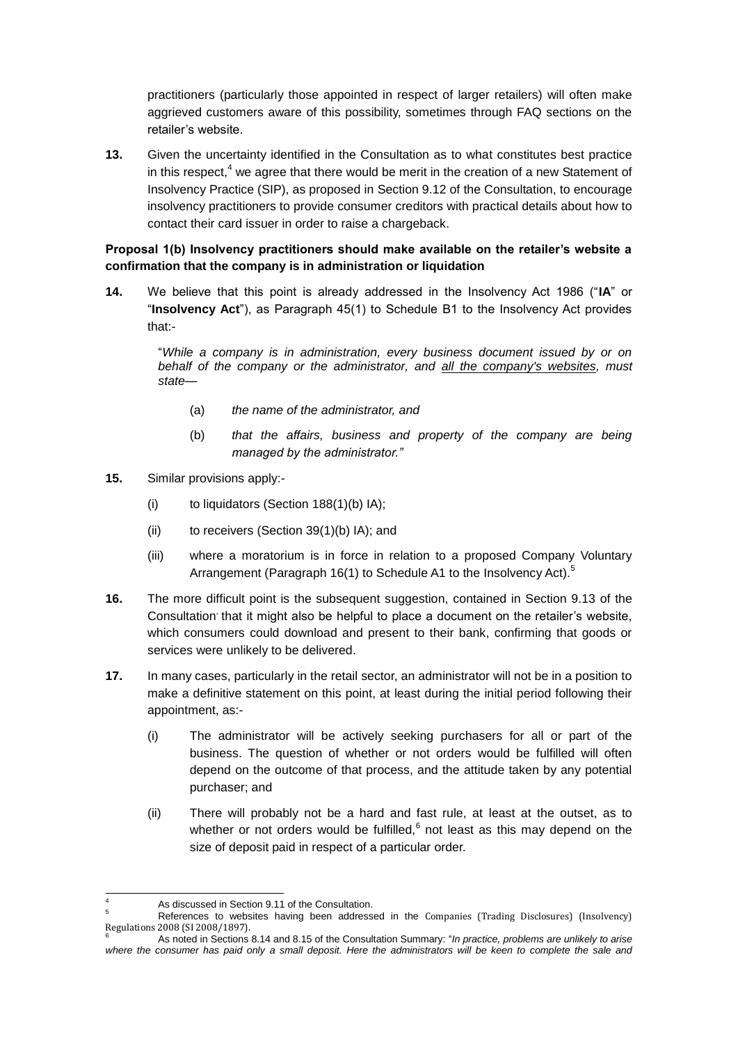practitioners (particularly those appointed in respect of larger retailers) will often make aggrieved customers aware of this possibility, sometimes through FAQ sections on the retailer's website.

**13.** Given the uncertainty identified in the Consultation as to what constitutes best practice in this respect,[4] we agree that there would be merit in the creation of a new Statement of Insolvency Practice (SIP), as proposed in Section 9.12 of the Consultation, to encourage insolvency practitioners to provide consumer creditors with practical details about how to contact their card issuer in order to raise a chargeback.

**Proposal 1(b) Insolvency practitioners should make available on the retailer's website a confirmation that the company is in administration or liquidation**

**14.** We believe that this point is already addressed in the Insolvency Act 1986 ("**IA**" or "**Insolvency Act**"), as Paragraph 45(1) to Schedule B1 to the Insolvency Act provides that:-

> "*While a company is in administration, every business document issued by or on behalf of the company or the administrator, and all the company's websites, must state—*
>
> (a) *the name of the administrator, and*
>
> (b) *that the affairs, business and property of the company are being managed by the administrator."*

**15.** Similar provisions apply:-

(i) to liquidators (Section 188(1)(b) IA);

(ii) to receivers (Section 39(1)(b) IA); and

(iii) where a moratorium is in force in relation to a proposed Company Voluntary Arrangement (Paragraph 16(1) to Schedule A1 to the Insolvency Act).[5]

**16.** The more difficult point is the subsequent suggestion, contained in Section 9.13 of the Consultation that it might also be helpful to place a document on the retailer's website, which consumers could download and present to their bank, confirming that goods or services were unlikely to be delivered.

**17.** In many cases, particularly in the retail sector, an administrator will not be in a position to make a definitive statement on this point, at least during the initial period following their appointment, as:-

(i) The administrator will be actively seeking purchasers for all or part of the business. The question of whether or not orders would be fulfilled will often depend on the outcome of that process, and the attitude taken by any potential purchaser; and

(ii) There will probably not be a hard and fast rule, at least at the outset, as to whether or not orders would be fulfilled,[6] not least as this may depend on the size of deposit paid in respect of a particular order.

---

[4] As discussed in Section 9.11 of the Consultation.

[5] References to websites having been addressed in the Companies (Trading Disclosures) (Insolvency) Regulations 2008 (SI 2008/1897).

[6] As noted in Sections 8.14 and 8.15 of the Consultation Summary: "*In practice, problems are unlikely to arise where the consumer has paid only a small deposit. Here the administrators will be keen to complete the sale and*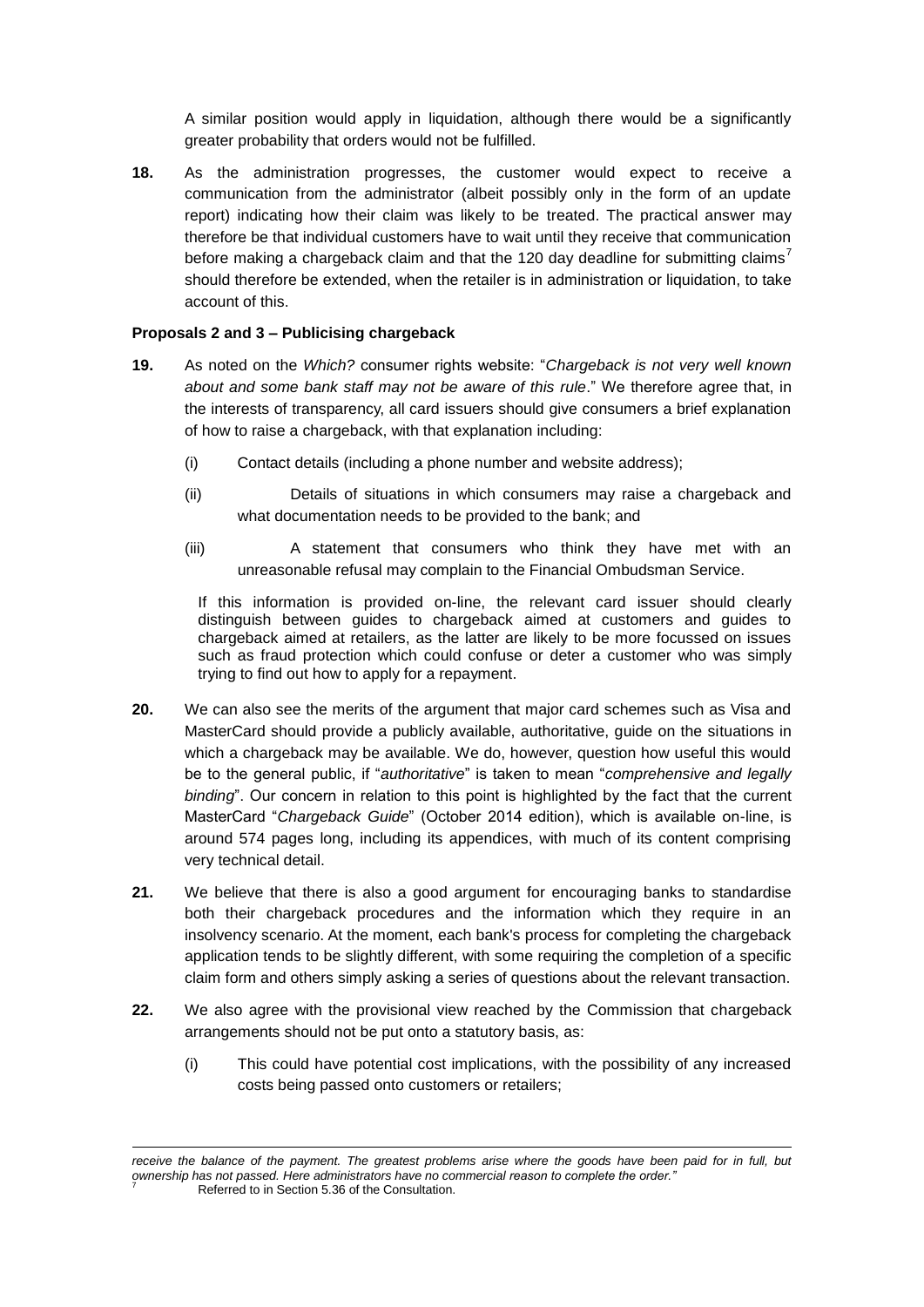A similar position would apply in liquidation, although there would be a significantly greater probability that orders would not be fulfilled.

**18.** As the administration progresses, the customer would expect to receive a communication from the administrator (albeit possibly only in the form of an update report) indicating how their claim was likely to be treated. The practical answer may therefore be that individual customers have to wait until they receive that communication before making a chargeback claim and that the 120 day deadline for submitting claims[7] should therefore be extended, when the retailer is in administration or liquidation, to take account of this.

**Proposals 2 and 3 – Publicising chargeback**

**19.** As noted on the *Which?* consumer rights website: "*Chargeback is not very well known about and some bank staff may not be aware of this rule*." We therefore agree that, in the interests of transparency, all card issuers should give consumers a brief explanation of how to raise a chargeback, with that explanation including:

(i) Contact details (including a phone number and website address);

(ii) Details of situations in which consumers may raise a chargeback and what documentation needs to be provided to the bank; and

(iii) A statement that consumers who think they have met with an unreasonable refusal may complain to the Financial Ombudsman Service.

If this information is provided on-line, the relevant card issuer should clearly distinguish between guides to chargeback aimed at customers and guides to chargeback aimed at retailers, as the latter are likely to be more focussed on issues such as fraud protection which could confuse or deter a customer who was simply trying to find out how to apply for a repayment.

**20.** We can also see the merits of the argument that major card schemes such as Visa and MasterCard should provide a publicly available, authoritative, guide on the situations in which a chargeback may be available. We do, however, question how useful this would be to the general public, if "*authoritative*" is taken to mean "*comprehensive and legally binding*". Our concern in relation to this point is highlighted by the fact that the current MasterCard "*Chargeback Guide*" (October 2014 edition), which is available on-line, is around 574 pages long, including its appendices, with much of its content comprising very technical detail.

**21.** We believe that there is also a good argument for encouraging banks to standardise both their chargeback procedures and the information which they require in an insolvency scenario. At the moment, each bank's process for completing the chargeback application tends to be slightly different, with some requiring the completion of a specific claim form and others simply asking a series of questions about the relevant transaction.

**22.** We also agree with the provisional view reached by the Commission that chargeback arrangements should not be put onto a statutory basis, as:

(i) This could have potential cost implications, with the possibility of any increased costs being passed onto customers or retailers;

---

*receive the balance of the payment. The greatest problems arise where the goods have been paid for in full, but ownership has not passed. Here administrators have no commercial reason to complete the order."*

[7] Referred to in Section 5.36 of the Consultation.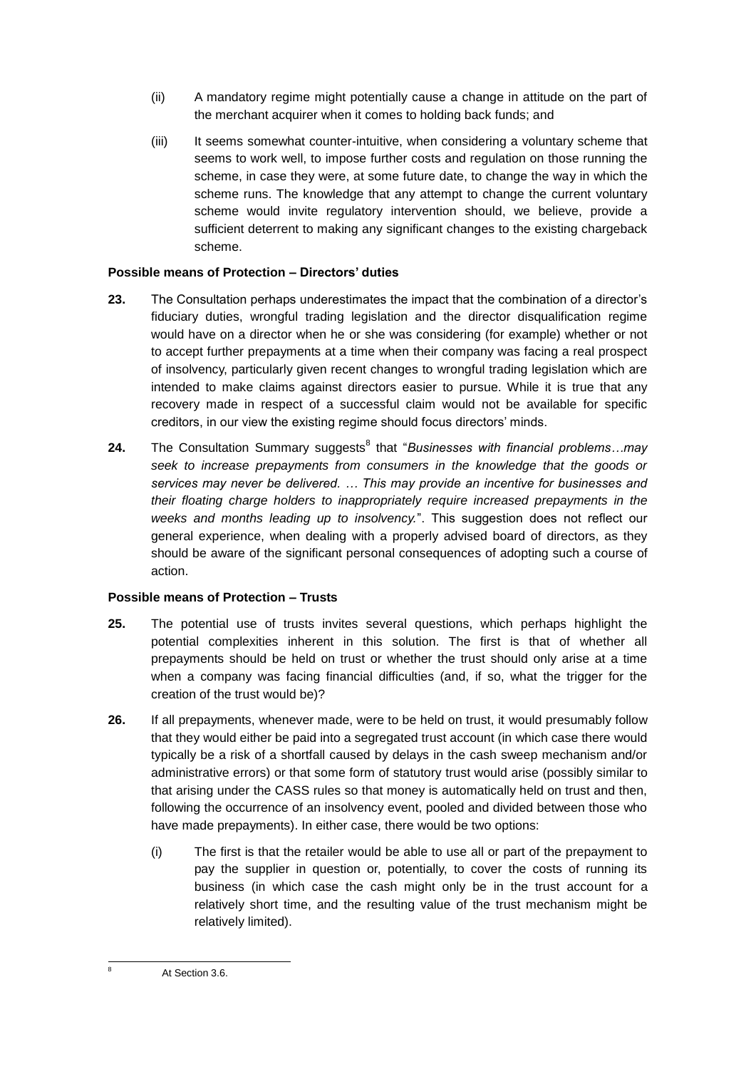(ii) A mandatory regime might potentially cause a change in attitude on the part of the merchant acquirer when it comes to holding back funds; and

(iii) It seems somewhat counter-intuitive, when considering a voluntary scheme that seems to work well, to impose further costs and regulation on those running the scheme, in case they were, at some future date, to change the way in which the scheme runs. The knowledge that any attempt to change the current voluntary scheme would invite regulatory intervention should, we believe, provide a sufficient deterrent to making any significant changes to the existing chargeback scheme.

**Possible means of Protection – Directors' duties**

**23.** The Consultation perhaps underestimates the impact that the combination of a director's fiduciary duties, wrongful trading legislation and the director disqualification regime would have on a director when he or she was considering (for example) whether or not to accept further prepayments at a time when their company was facing a real prospect of insolvency, particularly given recent changes to wrongful trading legislation which are intended to make claims against directors easier to pursue. While it is true that any recovery made in respect of a successful claim would not be available for specific creditors, in our view the existing regime should focus directors' minds.

**24.** The Consultation Summary suggests[8] that "*Businesses with financial problems…may seek to increase prepayments from consumers in the knowledge that the goods or services may never be delivered. … This may provide an incentive for businesses and their floating charge holders to inappropriately require increased prepayments in the weeks and months leading up to insolvency.*". This suggestion does not reflect our general experience, when dealing with a properly advised board of directors, as they should be aware of the significant personal consequences of adopting such a course of action.

**Possible means of Protection – Trusts**

**25.** The potential use of trusts invites several questions, which perhaps highlight the potential complexities inherent in this solution. The first is that of whether all prepayments should be held on trust or whether the trust should only arise at a time when a company was facing financial difficulties (and, if so, what the trigger for the creation of the trust would be)?

**26.** If all prepayments, whenever made, were to be held on trust, it would presumably follow that they would either be paid into a segregated trust account (in which case there would typically be a risk of a shortfall caused by delays in the cash sweep mechanism and/or administrative errors) or that some form of statutory trust would arise (possibly similar to that arising under the CASS rules so that money is automatically held on trust and then, following the occurrence of an insolvency event, pooled and divided between those who have made prepayments). In either case, there would be two options:

(i) The first is that the retailer would be able to use all or part of the prepayment to pay the supplier in question or, potentially, to cover the costs of running its business (in which case the cash might only be in the trust account for a relatively short time, and the resulting value of the trust mechanism might be relatively limited).

---

[8] At Section 3.6.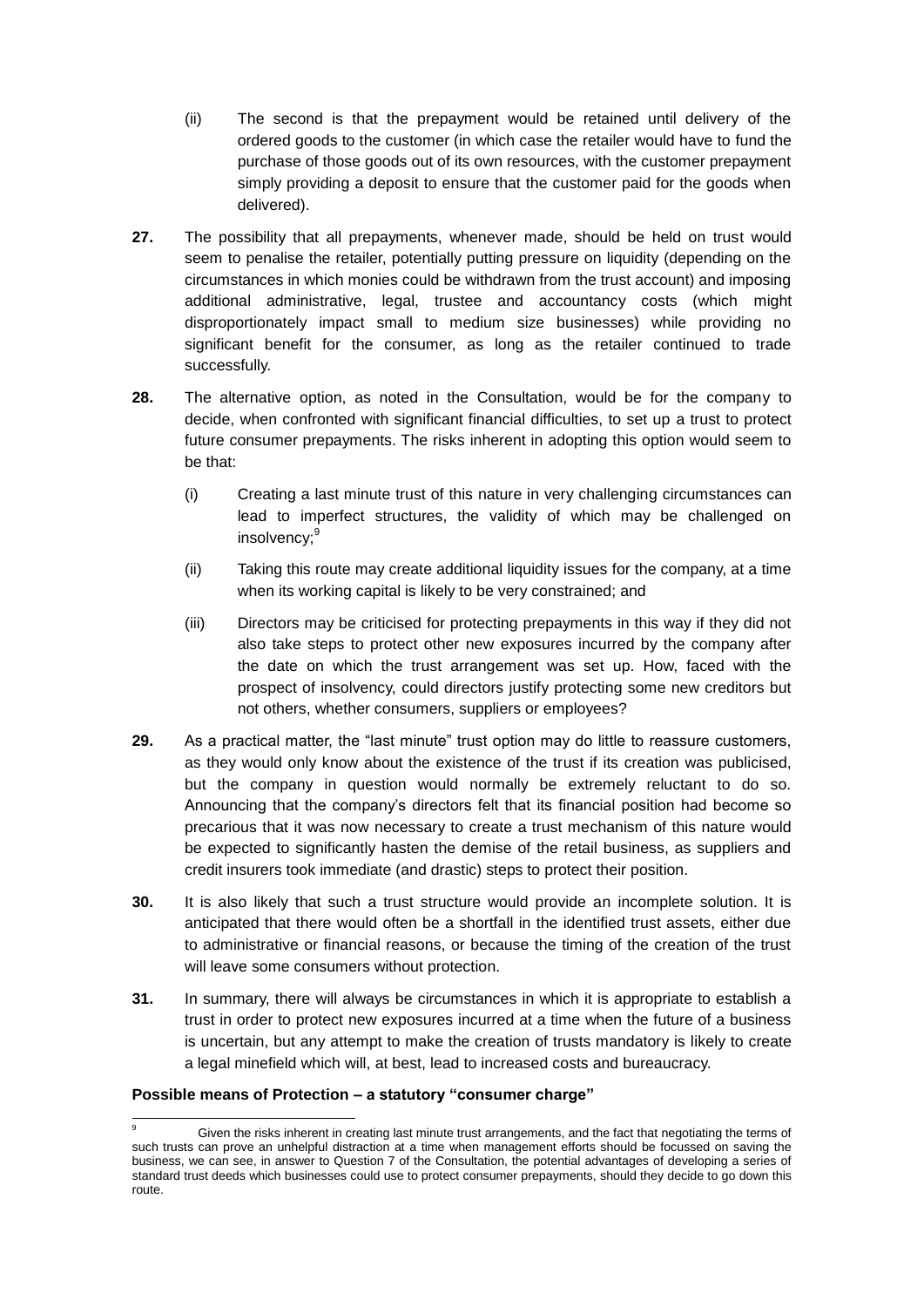(ii) The second is that the prepayment would be retained until delivery of the ordered goods to the customer (in which case the retailer would have to fund the purchase of those goods out of its own resources, with the customer prepayment simply providing a deposit to ensure that the customer paid for the goods when delivered).

**27.** The possibility that all prepayments, whenever made, should be held on trust would seem to penalise the retailer, potentially putting pressure on liquidity (depending on the circumstances in which monies could be withdrawn from the trust account) and imposing additional administrative, legal, trustee and accountancy costs (which might disproportionately impact small to medium size businesses) while providing no significant benefit for the consumer, as long as the retailer continued to trade successfully.

**28.** The alternative option, as noted in the Consultation, would be for the company to decide, when confronted with significant financial difficulties, to set up a trust to protect future consumer prepayments. The risks inherent in adopting this option would seem to be that:

(i) Creating a last minute trust of this nature in very challenging circumstances can lead to imperfect structures, the validity of which may be challenged on insolvency;[9]

(ii) Taking this route may create additional liquidity issues for the company, at a time when its working capital is likely to be very constrained; and

(iii) Directors may be criticised for protecting prepayments in this way if they did not also take steps to protect other new exposures incurred by the company after the date on which the trust arrangement was set up. How, faced with the prospect of insolvency, could directors justify protecting some new creditors but not others, whether consumers, suppliers or employees?

**29.** As a practical matter, the "last minute" trust option may do little to reassure customers, as they would only know about the existence of the trust if its creation was publicised, but the company in question would normally be extremely reluctant to do so. Announcing that the company's directors felt that its financial position had become so precarious that it was now necessary to create a trust mechanism of this nature would be expected to significantly hasten the demise of the retail business, as suppliers and credit insurers took immediate (and drastic) steps to protect their position.

**30.** It is also likely that such a trust structure would provide an incomplete solution. It is anticipated that there would often be a shortfall in the identified trust assets, either due to administrative or financial reasons, or because the timing of the creation of the trust will leave some consumers without protection.

**31.** In summary, there will always be circumstances in which it is appropriate to establish a trust in order to protect new exposures incurred at a time when the future of a business is uncertain, but any attempt to make the creation of trusts mandatory is likely to create a legal minefield which will, at best, lead to increased costs and bureaucracy.

**Possible means of Protection – a statutory "consumer charge"**

---

[9] Given the risks inherent in creating last minute trust arrangements, and the fact that negotiating the terms of such trusts can prove an unhelpful distraction at a time when management efforts should be focussed on saving the business, we can see, in answer to Question 7 of the Consultation, the potential advantages of developing a series of standard trust deeds which businesses could use to protect consumer prepayments, should they decide to go down this route.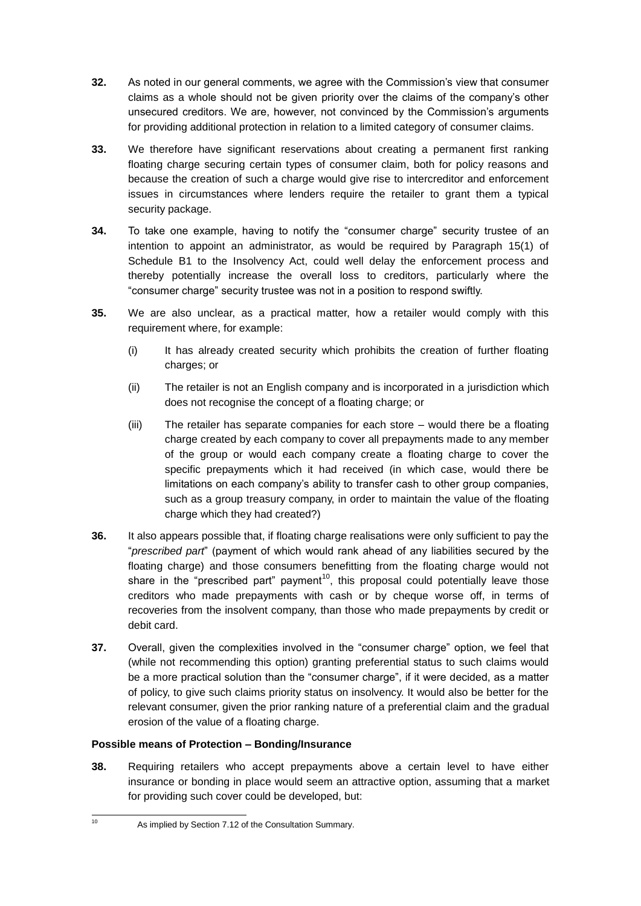**32.** As noted in our general comments, we agree with the Commission's view that consumer claims as a whole should not be given priority over the claims of the company's other unsecured creditors. We are, however, not convinced by the Commission's arguments for providing additional protection in relation to a limited category of consumer claims.

**33.** We therefore have significant reservations about creating a permanent first ranking floating charge securing certain types of consumer claim, both for policy reasons and because the creation of such a charge would give rise to intercreditor and enforcement issues in circumstances where lenders require the retailer to grant them a typical security package.

**34.** To take one example, having to notify the "consumer charge" security trustee of an intention to appoint an administrator, as would be required by Paragraph 15(1) of Schedule B1 to the Insolvency Act, could well delay the enforcement process and thereby potentially increase the overall loss to creditors, particularly where the "consumer charge" security trustee was not in a position to respond swiftly.

**35.** We are also unclear, as a practical matter, how a retailer would comply with this requirement where, for example:

(i) It has already created security which prohibits the creation of further floating charges; or

(ii) The retailer is not an English company and is incorporated in a jurisdiction which does not recognise the concept of a floating charge; or

(iii) The retailer has separate companies for each store – would there be a floating charge created by each company to cover all prepayments made to any member of the group or would each company create a floating charge to cover the specific prepayments which it had received (in which case, would there be limitations on each company's ability to transfer cash to other group companies, such as a group treasury company, in order to maintain the value of the floating charge which they had created?)

**36.** It also appears possible that, if floating charge realisations were only sufficient to pay the "*prescribed part*" (payment of which would rank ahead of any liabilities secured by the floating charge) and those consumers benefitting from the floating charge would not share in the "prescribed part" payment[10], this proposal could potentially leave those creditors who made prepayments with cash or by cheque worse off, in terms of recoveries from the insolvent company, than those who made prepayments by credit or debit card.

**37.** Overall, given the complexities involved in the "consumer charge" option, we feel that (while not recommending this option) granting preferential status to such claims would be a more practical solution than the "consumer charge", if it were decided, as a matter of policy, to give such claims priority status on insolvency. It would also be better for the relevant consumer, given the prior ranking nature of a preferential claim and the gradual erosion of the value of a floating charge.

**Possible means of Protection – Bonding/Insurance**

**38.** Requiring retailers who accept prepayments above a certain level to have either insurance or bonding in place would seem an attractive option, assuming that a market for providing such cover could be developed, but:

---

[10] As implied by Section 7.12 of the Consultation Summary.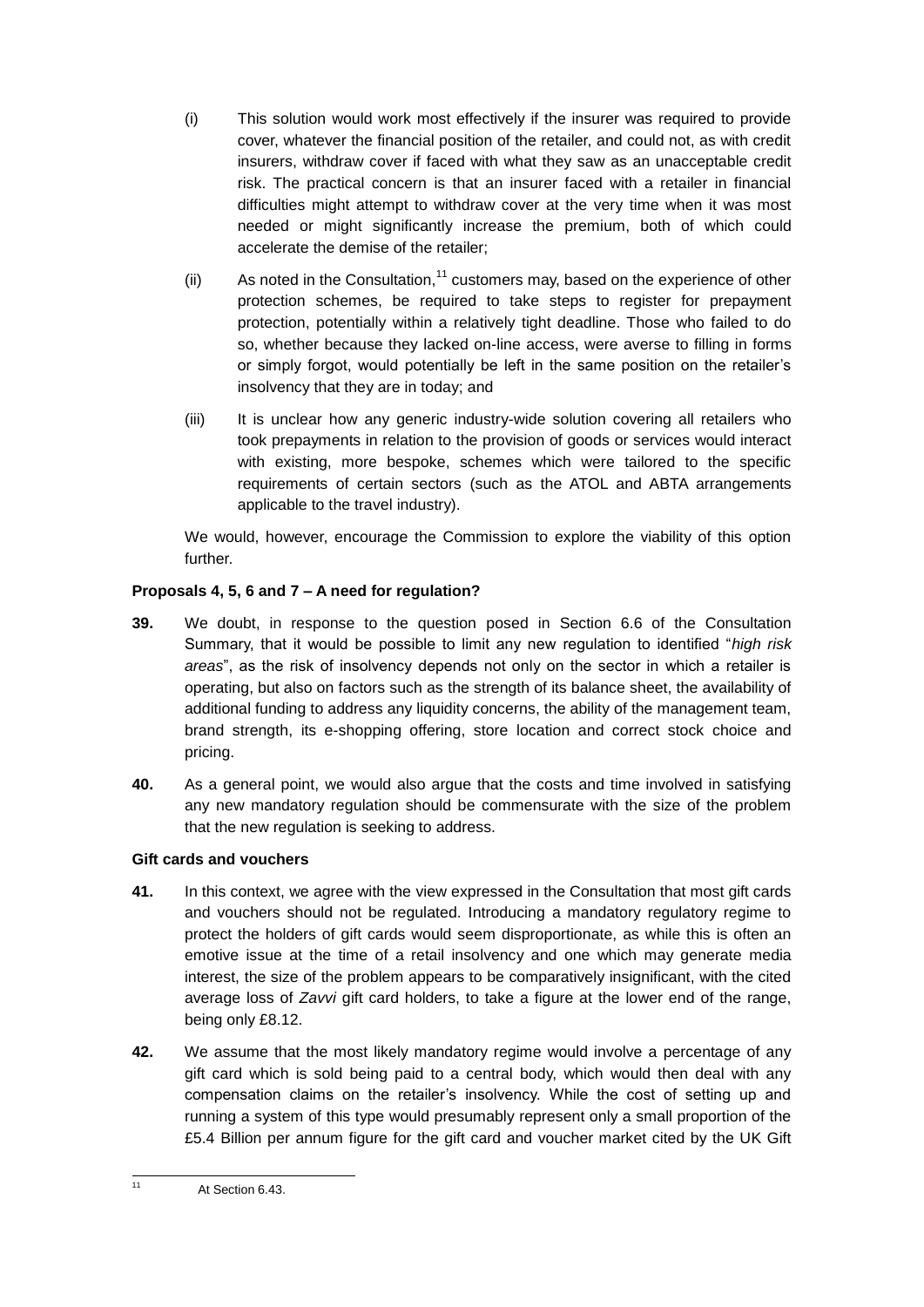(i) This solution would work most effectively if the insurer was required to provide cover, whatever the financial position of the retailer, and could not, as with credit insurers, withdraw cover if faced with what they saw as an unacceptable credit risk. The practical concern is that an insurer faced with a retailer in financial difficulties might attempt to withdraw cover at the very time when it was most needed or might significantly increase the premium, both of which could accelerate the demise of the retailer;

(ii) As noted in the Consultation,[11] customers may, based on the experience of other protection schemes, be required to take steps to register for prepayment protection, potentially within a relatively tight deadline. Those who failed to do so, whether because they lacked on-line access, were averse to filling in forms or simply forgot, would potentially be left in the same position on the retailer's insolvency that they are in today; and

(iii) It is unclear how any generic industry-wide solution covering all retailers who took prepayments in relation to the provision of goods or services would interact with existing, more bespoke, schemes which were tailored to the specific requirements of certain sectors (such as the ATOL and ABTA arrangements applicable to the travel industry).

We would, however, encourage the Commission to explore the viability of this option further.

**Proposals 4, 5, 6 and 7 – A need for regulation?**

**39.** We doubt, in response to the question posed in Section 6.6 of the Consultation Summary, that it would be possible to limit any new regulation to identified "*high risk areas*", as the risk of insolvency depends not only on the sector in which a retailer is operating, but also on factors such as the strength of its balance sheet, the availability of additional funding to address any liquidity concerns, the ability of the management team, brand strength, its e-shopping offering, store location and correct stock choice and pricing.

**40.** As a general point, we would also argue that the costs and time involved in satisfying any new mandatory regulation should be commensurate with the size of the problem that the new regulation is seeking to address.

**Gift cards and vouchers**

**41.** In this context, we agree with the view expressed in the Consultation that most gift cards and vouchers should not be regulated. Introducing a mandatory regulatory regime to protect the holders of gift cards would seem disproportionate, as while this is often an emotive issue at the time of a retail insolvency and one which may generate media interest, the size of the problem appears to be comparatively insignificant, with the cited average loss of *Zavvi* gift card holders, to take a figure at the lower end of the range, being only £8.12.

**42.** We assume that the most likely mandatory regime would involve a percentage of any gift card which is sold being paid to a central body, which would then deal with any compensation claims on the retailer's insolvency. While the cost of setting up and running a system of this type would presumably represent only a small proportion of the £5.4 Billion per annum figure for the gift card and voucher market cited by the UK Gift

---

[11] At Section 6.43.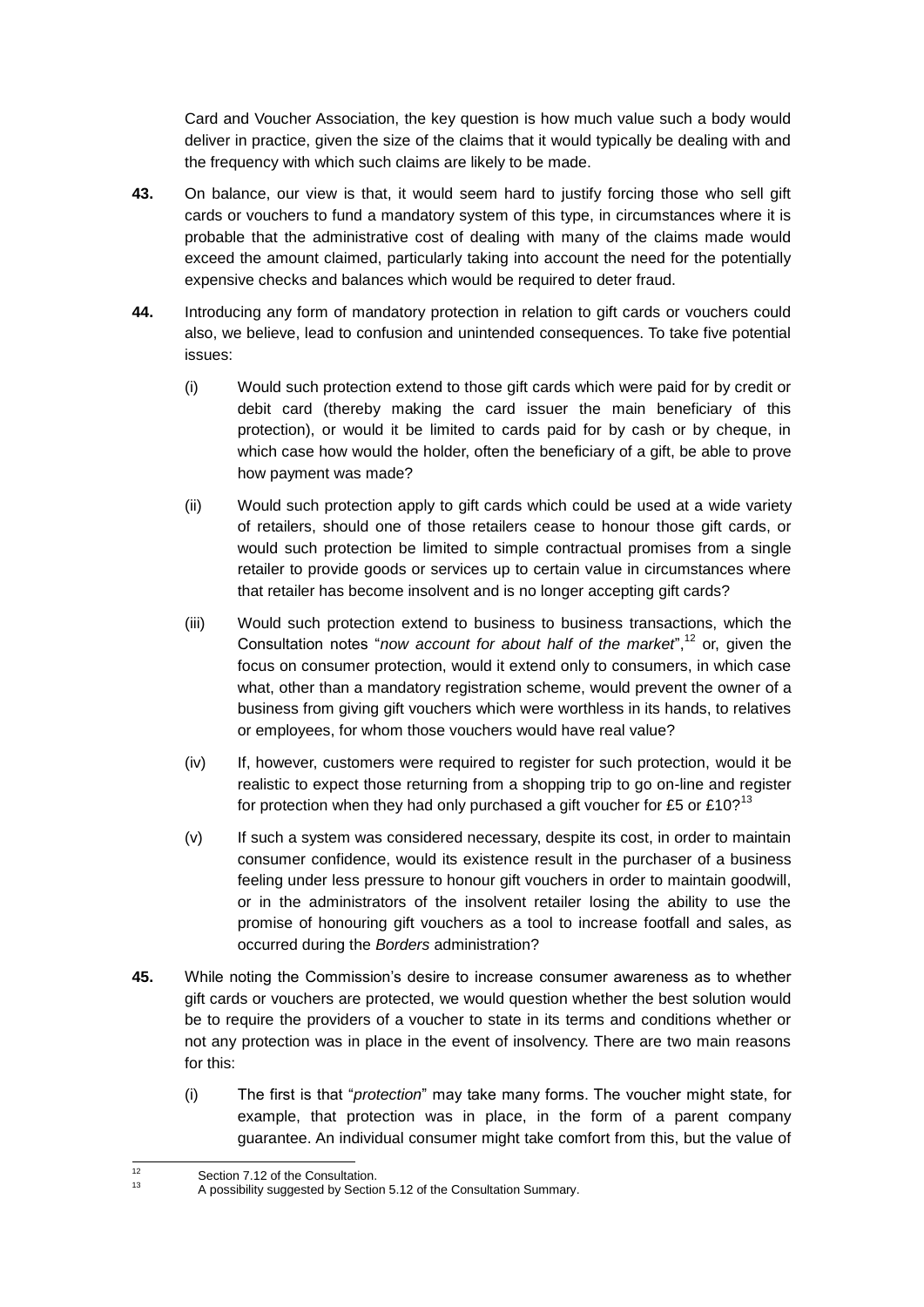Card and Voucher Association, the key question is how much value such a body would deliver in practice, given the size of the claims that it would typically be dealing with and the frequency with which such claims are likely to be made.

**43.** On balance, our view is that, it would seem hard to justify forcing those who sell gift cards or vouchers to fund a mandatory system of this type, in circumstances where it is probable that the administrative cost of dealing with many of the claims made would exceed the amount claimed, particularly taking into account the need for the potentially expensive checks and balances which would be required to deter fraud.

**44.** Introducing any form of mandatory protection in relation to gift cards or vouchers could also, we believe, lead to confusion and unintended consequences. To take five potential issues:

(i) Would such protection extend to those gift cards which were paid for by credit or debit card (thereby making the card issuer the main beneficiary of this protection), or would it be limited to cards paid for by cash or by cheque, in which case how would the holder, often the beneficiary of a gift, be able to prove how payment was made?

(ii) Would such protection apply to gift cards which could be used at a wide variety of retailers, should one of those retailers cease to honour those gift cards, or would such protection be limited to simple contractual promises from a single retailer to provide goods or services up to certain value in circumstances where that retailer has become insolvent and is no longer accepting gift cards?

(iii) Would such protection extend to business to business transactions, which the Consultation notes "*now account for about half of the market*",[12] or, given the focus on consumer protection, would it extend only to consumers, in which case what, other than a mandatory registration scheme, would prevent the owner of a business from giving gift vouchers which were worthless in its hands, to relatives or employees, for whom those vouchers would have real value?

(iv) If, however, customers were required to register for such protection, would it be realistic to expect those returning from a shopping trip to go on-line and register for protection when they had only purchased a gift voucher for £5 or £10?[13]

(v) If such a system was considered necessary, despite its cost, in order to maintain consumer confidence, would its existence result in the purchaser of a business feeling under less pressure to honour gift vouchers in order to maintain goodwill, or in the administrators of the insolvent retailer losing the ability to use the promise of honouring gift vouchers as a tool to increase footfall and sales, as occurred during the *Borders* administration?

**45.** While noting the Commission's desire to increase consumer awareness as to whether gift cards or vouchers are protected, we would question whether the best solution would be to require the providers of a voucher to state in its terms and conditions whether or not any protection was in place in the event of insolvency. There are two main reasons for this:

(i) The first is that "*protection*" may take many forms. The voucher might state, for example, that protection was in place, in the form of a parent company guarantee. An individual consumer might take comfort from this, but the value of

---

[12] Section 7.12 of the Consultation.

[13] A possibility suggested by Section 5.12 of the Consultation Summary.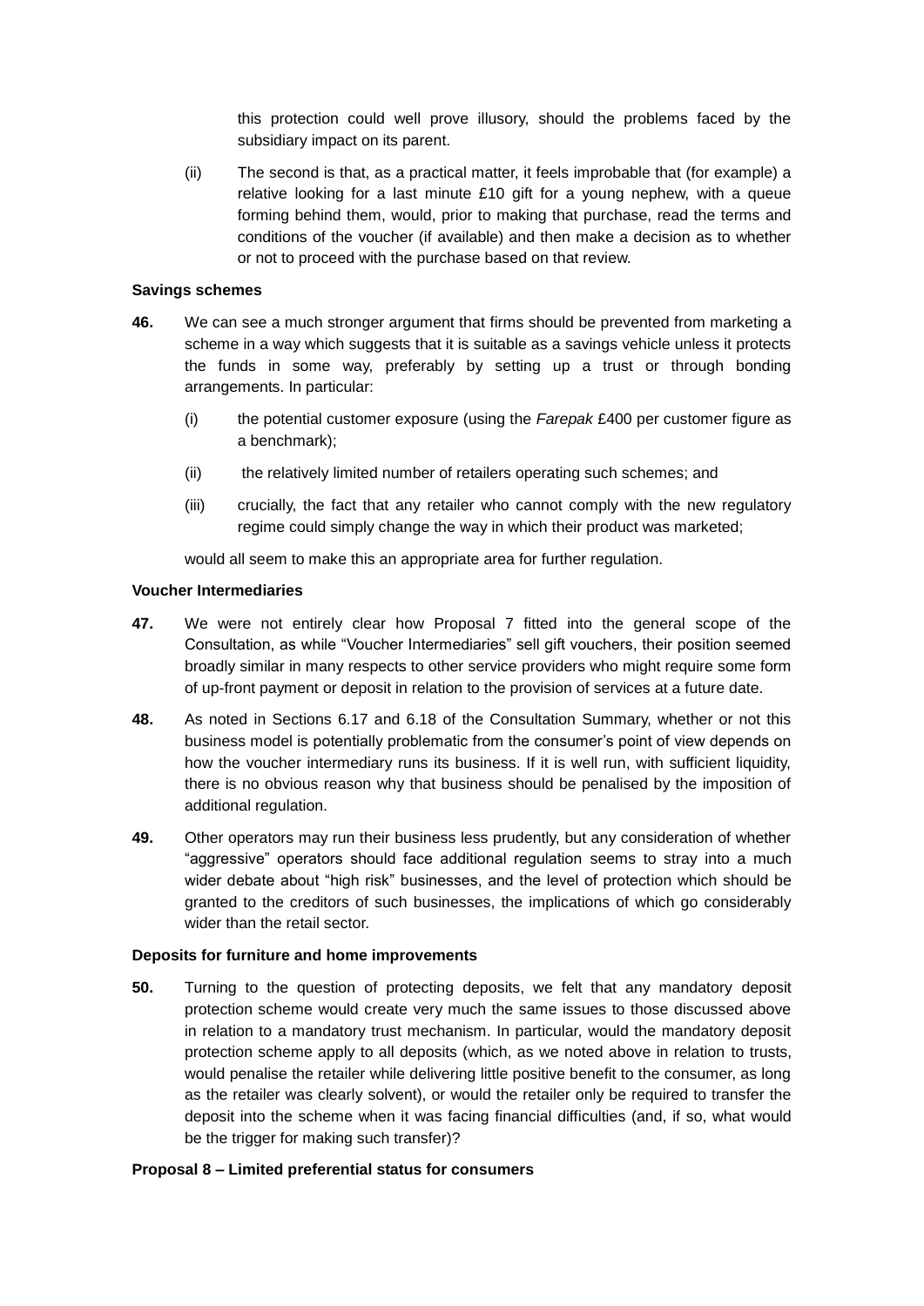this protection could well prove illusory, should the problems faced by the subsidiary impact on its parent.

(ii) The second is that, as a practical matter, it feels improbable that (for example) a relative looking for a last minute £10 gift for a young nephew, with a queue forming behind them, would, prior to making that purchase, read the terms and conditions of the voucher (if available) and then make a decision as to whether or not to proceed with the purchase based on that review.

**Savings schemes**

**46.** We can see a much stronger argument that firms should be prevented from marketing a scheme in a way which suggests that it is suitable as a savings vehicle unless it protects the funds in some way, preferably by setting up a trust or through bonding arrangements. In particular:

(i) the potential customer exposure (using the *Farepak* £400 per customer figure as a benchmark);

(ii) the relatively limited number of retailers operating such schemes; and

(iii) crucially, the fact that any retailer who cannot comply with the new regulatory regime could simply change the way in which their product was marketed;

would all seem to make this an appropriate area for further regulation.

**Voucher Intermediaries**

**47.** We were not entirely clear how Proposal 7 fitted into the general scope of the Consultation, as while "Voucher Intermediaries" sell gift vouchers, their position seemed broadly similar in many respects to other service providers who might require some form of up-front payment or deposit in relation to the provision of services at a future date.

**48.** As noted in Sections 6.17 and 6.18 of the Consultation Summary, whether or not this business model is potentially problematic from the consumer's point of view depends on how the voucher intermediary runs its business. If it is well run, with sufficient liquidity, there is no obvious reason why that business should be penalised by the imposition of additional regulation.

**49.** Other operators may run their business less prudently, but any consideration of whether "aggressive" operators should face additional regulation seems to stray into a much wider debate about "high risk" businesses, and the level of protection which should be granted to the creditors of such businesses, the implications of which go considerably wider than the retail sector.

**Deposits for furniture and home improvements**

**50.** Turning to the question of protecting deposits, we felt that any mandatory deposit protection scheme would create very much the same issues to those discussed above in relation to a mandatory trust mechanism. In particular, would the mandatory deposit protection scheme apply to all deposits (which, as we noted above in relation to trusts, would penalise the retailer while delivering little positive benefit to the consumer, as long as the retailer was clearly solvent), or would the retailer only be required to transfer the deposit into the scheme when it was facing financial difficulties (and, if so, what would be the trigger for making such transfer)?

**Proposal 8 – Limited preferential status for consumers**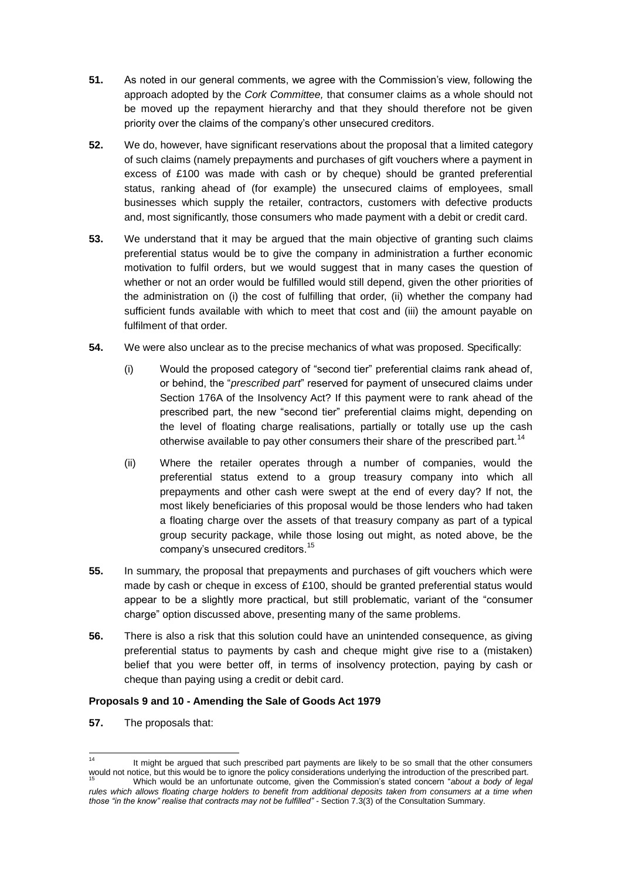**51.** As noted in our general comments, we agree with the Commission's view, following the approach adopted by the *Cork Committee,* that consumer claims as a whole should not be moved up the repayment hierarchy and that they should therefore not be given priority over the claims of the company's other unsecured creditors.

**52.** We do, however, have significant reservations about the proposal that a limited category of such claims (namely prepayments and purchases of gift vouchers where a payment in excess of £100 was made with cash or by cheque) should be granted preferential status, ranking ahead of (for example) the unsecured claims of employees, small businesses which supply the retailer, contractors, customers with defective products and, most significantly, those consumers who made payment with a debit or credit card.

**53.** We understand that it may be argued that the main objective of granting such claims preferential status would be to give the company in administration a further economic motivation to fulfil orders, but we would suggest that in many cases the question of whether or not an order would be fulfilled would still depend, given the other priorities of the administration on (i) the cost of fulfilling that order, (ii) whether the company had sufficient funds available with which to meet that cost and (iii) the amount payable on fulfilment of that order.

**54.** We were also unclear as to the precise mechanics of what was proposed. Specifically:

(i) Would the proposed category of "second tier" preferential claims rank ahead of, or behind, the "*prescribed part*" reserved for payment of unsecured claims under Section 176A of the Insolvency Act? If this payment were to rank ahead of the prescribed part, the new "second tier" preferential claims might, depending on the level of floating charge realisations, partially or totally use up the cash otherwise available to pay other consumers their share of the prescribed part.[14]

(ii) Where the retailer operates through a number of companies, would the preferential status extend to a group treasury company into which all prepayments and other cash were swept at the end of every day? If not, the most likely beneficiaries of this proposal would be those lenders who had taken a floating charge over the assets of that treasury company as part of a typical group security package, while those losing out might, as noted above, be the company's unsecured creditors.[15]

**55.** In summary, the proposal that prepayments and purchases of gift vouchers which were made by cash or cheque in excess of £100, should be granted preferential status would appear to be a slightly more practical, but still problematic, variant of the "consumer charge" option discussed above, presenting many of the same problems.

**56.** There is also a risk that this solution could have an unintended consequence, as giving preferential status to payments by cash and cheque might give rise to a (mistaken) belief that you were better off, in terms of insolvency protection, paying by cash or cheque than paying using a credit or debit card.

**Proposals 9 and 10 - Amending the Sale of Goods Act 1979**

**57.** The proposals that:

---

[14] It might be argued that such prescribed part payments are likely to be so small that the other consumers would not notice, but this would be to ignore the policy considerations underlying the introduction of the prescribed part.

[15] Which would be an unfortunate outcome, given the Commission's stated concern "*about a body of legal rules which allows floating charge holders to benefit from additional deposits taken from consumers at a time when those "in the know" realise that contracts may not be fulfilled"* - Section 7.3(3) of the Consultation Summary.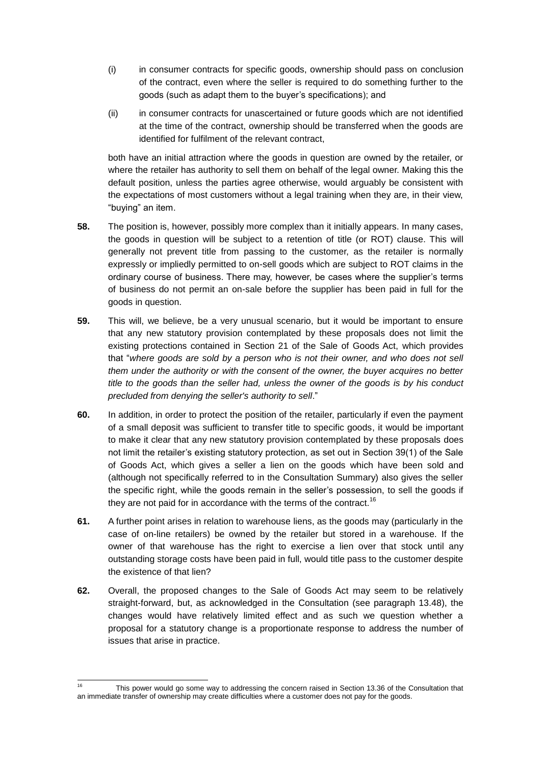(i) in consumer contracts for specific goods, ownership should pass on conclusion of the contract, even where the seller is required to do something further to the goods (such as adapt them to the buyer's specifications); and

(ii) in consumer contracts for unascertained or future goods which are not identified at the time of the contract, ownership should be transferred when the goods are identified for fulfilment of the relevant contract,

both have an initial attraction where the goods in question are owned by the retailer, or where the retailer has authority to sell them on behalf of the legal owner. Making this the default position, unless the parties agree otherwise, would arguably be consistent with the expectations of most customers without a legal training when they are, in their view, "buying" an item.

**58.** The position is, however, possibly more complex than it initially appears. In many cases, the goods in question will be subject to a retention of title (or ROT) clause. This will generally not prevent title from passing to the customer, as the retailer is normally expressly or impliedly permitted to on-sell goods which are subject to ROT claims in the ordinary course of business. There may, however, be cases where the supplier's terms of business do not permit an on-sale before the supplier has been paid in full for the goods in question.

**59.** This will, we believe, be a very unusual scenario, but it would be important to ensure that any new statutory provision contemplated by these proposals does not limit the existing protections contained in Section 21 of the Sale of Goods Act, which provides that "*where goods are sold by a person who is not their owner, and who does not sell them under the authority or with the consent of the owner, the buyer acquires no better title to the goods than the seller had, unless the owner of the goods is by his conduct precluded from denying the seller's authority to sell*."

**60.** In addition, in order to protect the position of the retailer, particularly if even the payment of a small deposit was sufficient to transfer title to specific goods, it would be important to make it clear that any new statutory provision contemplated by these proposals does not limit the retailer's existing statutory protection, as set out in Section 39(1) of the Sale of Goods Act, which gives a seller a lien on the goods which have been sold and (although not specifically referred to in the Consultation Summary) also gives the seller the specific right, while the goods remain in the seller's possession, to sell the goods if they are not paid for in accordance with the terms of the contract.[16]

**61.** A further point arises in relation to warehouse liens, as the goods may (particularly in the case of on-line retailers) be owned by the retailer but stored in a warehouse. If the owner of that warehouse has the right to exercise a lien over that stock until any outstanding storage costs have been paid in full, would title pass to the customer despite the existence of that lien?

**62.** Overall, the proposed changes to the Sale of Goods Act may seem to be relatively straight-forward, but, as acknowledged in the Consultation (see paragraph 13.48), the changes would have relatively limited effect and as such we question whether a proposal for a statutory change is a proportionate response to address the number of issues that arise in practice.

---

[16] This power would go some way to addressing the concern raised in Section 13.36 of the Consultation that an immediate transfer of ownership may create difficulties where a customer does not pay for the goods.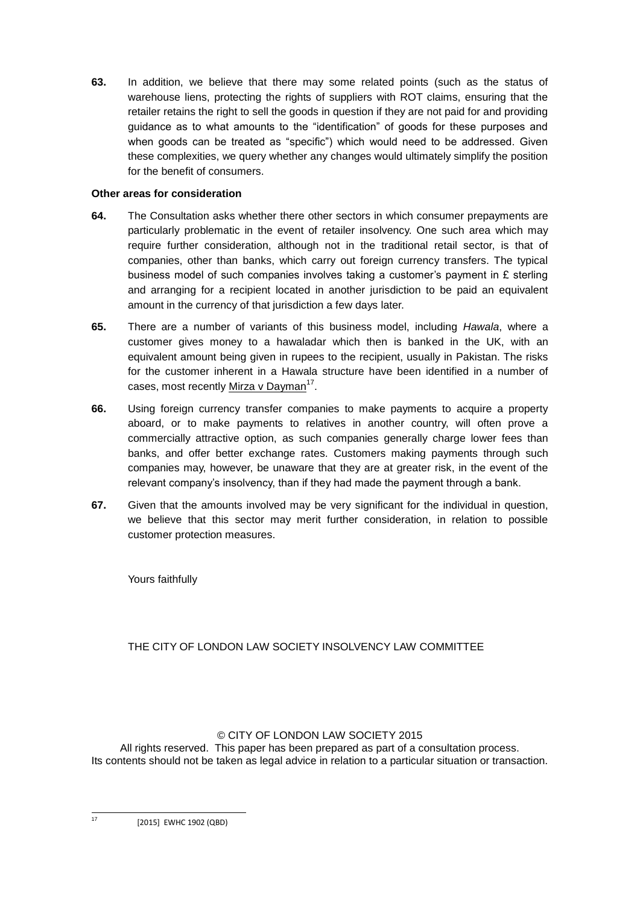**63.** In addition, we believe that there may some related points (such as the status of warehouse liens, protecting the rights of suppliers with ROT claims, ensuring that the retailer retains the right to sell the goods in question if they are not paid for and providing guidance as to what amounts to the "identification" of goods for these purposes and when goods can be treated as "specific") which would need to be addressed. Given these complexities, we query whether any changes would ultimately simplify the position for the benefit of consumers.

**Other areas for consideration**

**64.** The Consultation asks whether there other sectors in which consumer prepayments are particularly problematic in the event of retailer insolvency. One such area which may require further consideration, although not in the traditional retail sector, is that of companies, other than banks, which carry out foreign currency transfers. The typical business model of such companies involves taking a customer's payment in £ sterling and arranging for a recipient located in another jurisdiction to be paid an equivalent amount in the currency of that jurisdiction a few days later.

**65.** There are a number of variants of this business model, including *Hawala*, where a customer gives money to a hawaladar which then is banked in the UK, with an equivalent amount being given in rupees to the recipient, usually in Pakistan. The risks for the customer inherent in a Hawala structure have been identified in a number of cases, most recently Mirza v Dayman[17].

**66.** Using foreign currency transfer companies to make payments to acquire a property aboard, or to make payments to relatives in another country, will often prove a commercially attractive option, as such companies generally charge lower fees than banks, and offer better exchange rates. Customers making payments through such companies may, however, be unaware that they are at greater risk, in the event of the relevant company's insolvency, than if they had made the payment through a bank.

**67.** Given that the amounts involved may be very significant for the individual in question, we believe that this sector may merit further consideration, in relation to possible customer protection measures.

Yours faithfully

THE CITY OF LONDON LAW SOCIETY INSOLVENCY LAW COMMITTEE

© CITY OF LONDON LAW SOCIETY 2015
All rights reserved. This paper has been prepared as part of a consultation process.
Its contents should not be taken as legal advice in relation to a particular situation or transaction.

---

[17] [2015] EWHC 1902 (QBD)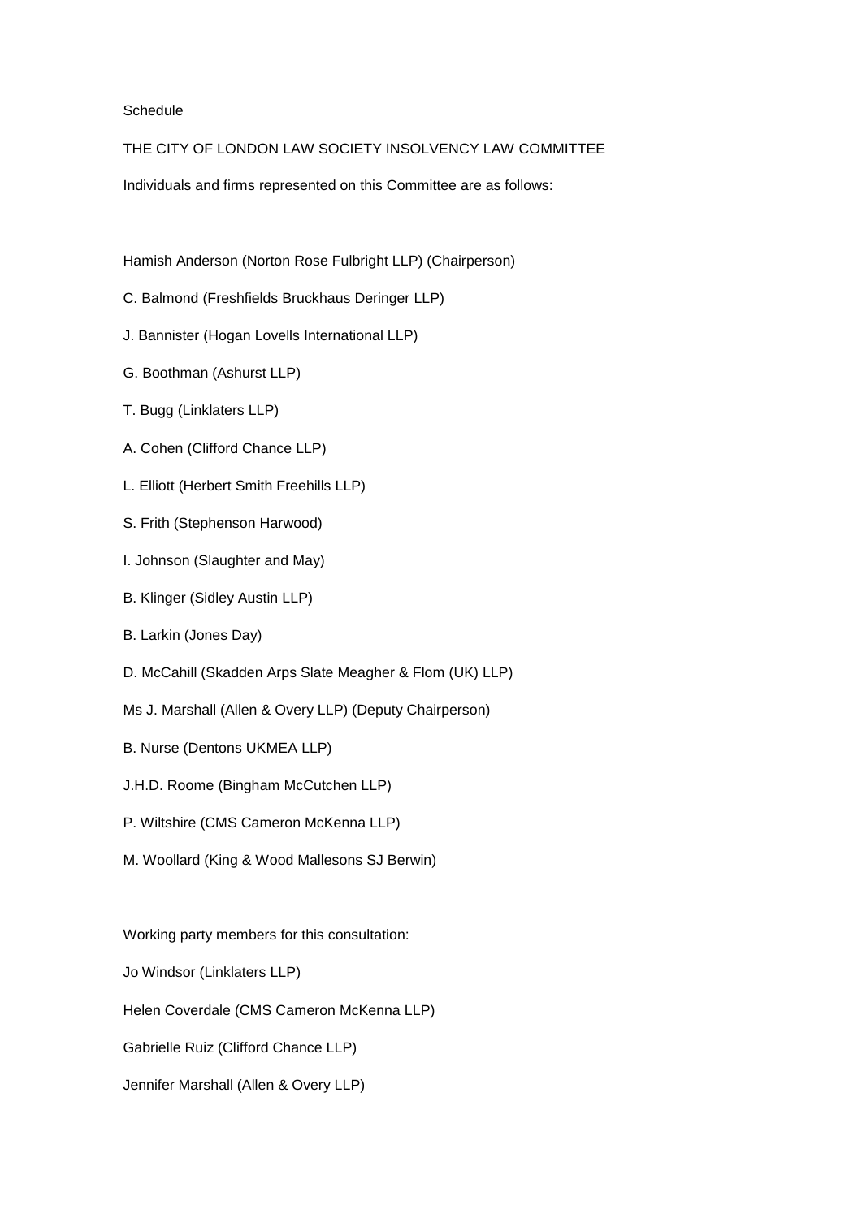Schedule

THE CITY OF LONDON LAW SOCIETY INSOLVENCY LAW COMMITTEE

Individuals and firms represented on this Committee are as follows:

Hamish Anderson (Norton Rose Fulbright LLP) (Chairperson)

C. Balmond (Freshfields Bruckhaus Deringer LLP)

J. Bannister (Hogan Lovells International LLP)

G. Boothman (Ashurst LLP)

T. Bugg (Linklaters LLP)

A. Cohen (Clifford Chance LLP)

L. Elliott (Herbert Smith Freehills LLP)

S. Frith (Stephenson Harwood)

I. Johnson (Slaughter and May)

B. Klinger (Sidley Austin LLP)

B. Larkin (Jones Day)

D. McCahill (Skadden Arps Slate Meagher & Flom (UK) LLP)

Ms J. Marshall (Allen & Overy LLP) (Deputy Chairperson)

B. Nurse (Dentons UKMEA LLP)

J.H.D. Roome (Bingham McCutchen LLP)

P. Wiltshire (CMS Cameron McKenna LLP)

M. Woollard (King & Wood Mallesons SJ Berwin)

Working party members for this consultation:

Jo Windsor (Linklaters LLP)

Helen Coverdale (CMS Cameron McKenna LLP)

Gabrielle Ruiz (Clifford Chance LLP)

Jennifer Marshall (Allen & Overy LLP)